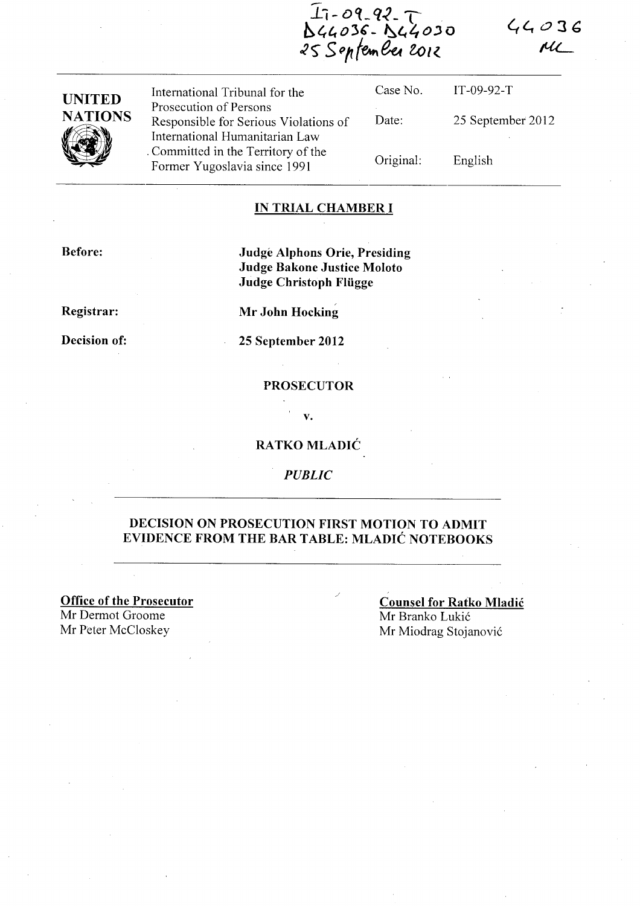IT-09-92-T
D44036-D44030
25 September 2012

44036
MC

| UNITED NATIONS | International Tribunal for the Prosecution of Persons Responsible for Serious Violations of International Humanitarian Law Committed in the Territory of the Former Yugoslavia since 1991 | Case No. | IT-09-92-T |
|---|---|---|---|
| | | Date: | 25 September 2012 |
| | | Original: | English |

## IN TRIAL CHAMBER I

**Before:** **Judge Alphons Orie, Presiding**
**Judge Bakone Justice Moloto**
**Judge Christoph Flügge**

**Registrar:** **Mr John Hocking**

**Decision of:** **25 September 2012**

**PROSECUTOR**

**v.**

**RATKO MLADIĆ**

*PUBLIC*

## DECISION ON PROSECUTION FIRST MOTION TO ADMIT EVIDENCE FROM THE BAR TABLE: MLADIĆ NOTEBOOKS

**Office of the Prosecutor**
Mr Dermot Groome
Mr Peter McCloskey

**Counsel for Ratko Mladić**
Mr Branko Lukić
Mr Miodrag Stojanović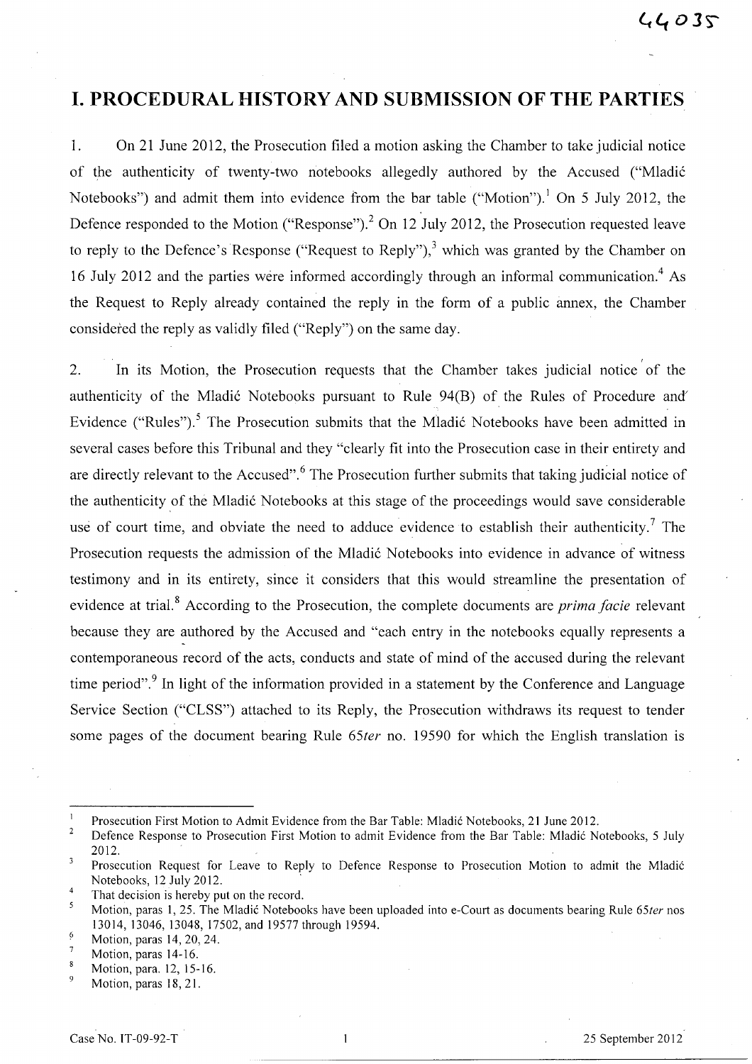# I. PROCEDURAL HISTORY AND SUBMISSION OF THE PARTIES

1. On 21 June 2012, the Prosecution filed a motion asking the Chamber to take judicial notice of the authenticity of twenty-two notebooks allegedly authored by the Accused ("Mladić Notebooks") and admit them into evidence from the bar table ("Motion").[1] On 5 July 2012, the Defence responded to the Motion ("Response").[2] On 12 July 2012, the Prosecution requested leave to reply to the Defence's Response ("Request to Reply"),[3] which was granted by the Chamber on 16 July 2012 and the parties were informed accordingly through an informal communication.[4] As the Request to Reply already contained the reply in the form of a public annex, the Chamber considered the reply as validly filed ("Reply") on the same day.

2. In its Motion, the Prosecution requests that the Chamber takes judicial notice of the authenticity of the Mladić Notebooks pursuant to Rule 94(B) of the Rules of Procedure and Evidence ("Rules").[5] The Prosecution submits that the Mladić Notebooks have been admitted in several cases before this Tribunal and they "clearly fit into the Prosecution case in their entirety and are directly relevant to the Accused".[6] The Prosecution further submits that taking judicial notice of the authenticity of the Mladić Notebooks at this stage of the proceedings would save considerable use of court time, and obviate the need to adduce evidence to establish their authenticity.[7] The Prosecution requests the admission of the Mladić Notebooks into evidence in advance of witness testimony and in its entirety, since it considers that this would streamline the presentation of evidence at trial.[8] According to the Prosecution, the complete documents are *prima facie* relevant because they are authored by the Accused and "each entry in the notebooks equally represents a contemporaneous record of the acts, conducts and state of mind of the accused during the relevant time period".[9] In light of the information provided in a statement by the Conference and Language Service Section ("CLSS") attached to its Reply, the Prosecution withdraws its request to tender some pages of the document bearing Rule 65*ter* no. 19590 for which the English translation is

---

[1] Prosecution First Motion to Admit Evidence from the Bar Table: Mladić Notebooks, 21 June 2012.

[2] Defence Response to Prosecution First Motion to admit Evidence from the Bar Table: Mladić Notebooks, 5 July 2012.

[3] Prosecution Request for Leave to Reply to Defence Response to Prosecution Motion to admit the Mladić Notebooks, 12 July 2012.

[4] That decision is hereby put on the record.

[5] Motion, paras 1, 25. The Mladić Notebooks have been uploaded into e-Court as documents bearing Rule 65*ter* nos 13014, 13046, 13048, 17502, and 19577 through 19594.

[6] Motion, paras 14, 20, 24.

[7] Motion, paras 14-16.

[8] Motion, para. 12, 15-16.

[9] Motion, paras 18, 21.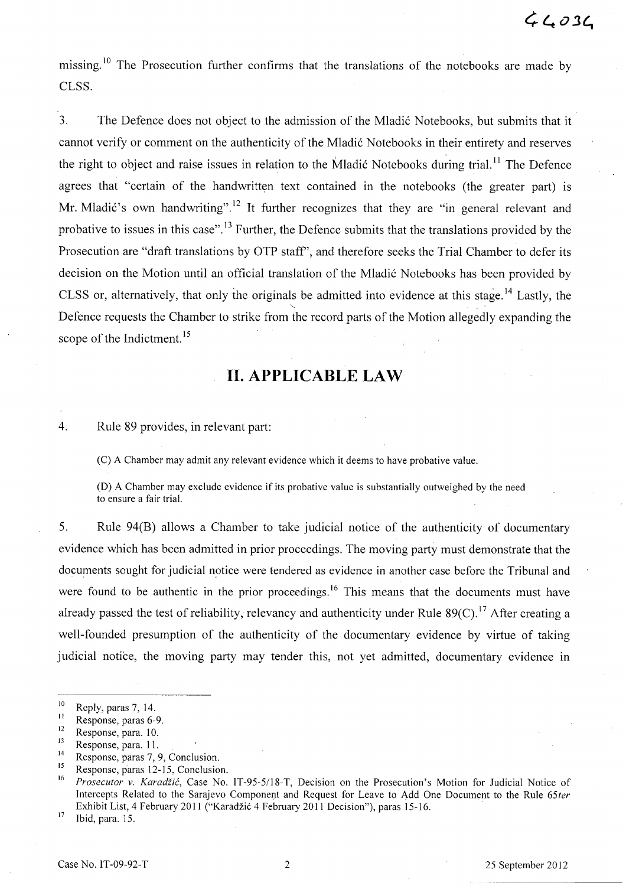missing.[10] The Prosecution further confirms that the translations of the notebooks are made by CLSS.

3. The Defence does not object to the admission of the Mladić Notebooks, but submits that it cannot verify or comment on the authenticity of the Mladić Notebooks in their entirety and reserves the right to object and raise issues in relation to the Mladić Notebooks during trial.[11] The Defence agrees that "certain of the handwritten text contained in the notebooks (the greater part) is Mr. Mladić's own handwriting".[12] It further recognizes that they are "in general relevant and probative to issues in this case".[13] Further, the Defence submits that the translations provided by the Prosecution are "draft translations by OTP staff", and therefore seeks the Trial Chamber to defer its decision on the Motion until an official translation of the Mladić Notebooks has been provided by CLSS or, alternatively, that only the originals be admitted into evidence at this stage.[14] Lastly, the Defence requests the Chamber to strike from the record parts of the Motion allegedly expanding the scope of the Indictment.[15]

## II. APPLICABLE LAW

4. Rule 89 provides, in relevant part:

> (C) A Chamber may admit any relevant evidence which it deems to have probative value.
>
> (D) A Chamber may exclude evidence if its probative value is substantially outweighed by the need to ensure a fair trial.

5. Rule 94(B) allows a Chamber to take judicial notice of the authenticity of documentary evidence which has been admitted in prior proceedings. The moving party must demonstrate that the documents sought for judicial notice were tendered as evidence in another case before the Tribunal and were found to be authentic in the prior proceedings.[16] This means that the documents must have already passed the test of reliability, relevancy and authenticity under Rule 89(C).[17] After creating a well-founded presumption of the authenticity of the documentary evidence by virtue of taking judicial notice, the moving party may tender this, not yet admitted, documentary evidence in

---

[10] Reply, paras 7, 14.

[11] Response, paras 6-9.

[12] Response, para. 10.

[13] Response, para. 11.

[14] Response, paras 7, 9, Conclusion.

[15] Response, paras 12-15, Conclusion.

[16] *Prosecutor v. Karadžić*, Case No. IT-95-5/18-T, Decision on the Prosecution's Motion for Judicial Notice of Intercepts Related to the Sarajevo Component and Request for Leave to Add One Document to the Rule 65*ter* Exhibit List, 4 February 2011 ("Karadžić 4 February 2011 Decision"), paras 15-16.

[17] Ibid, para. 15.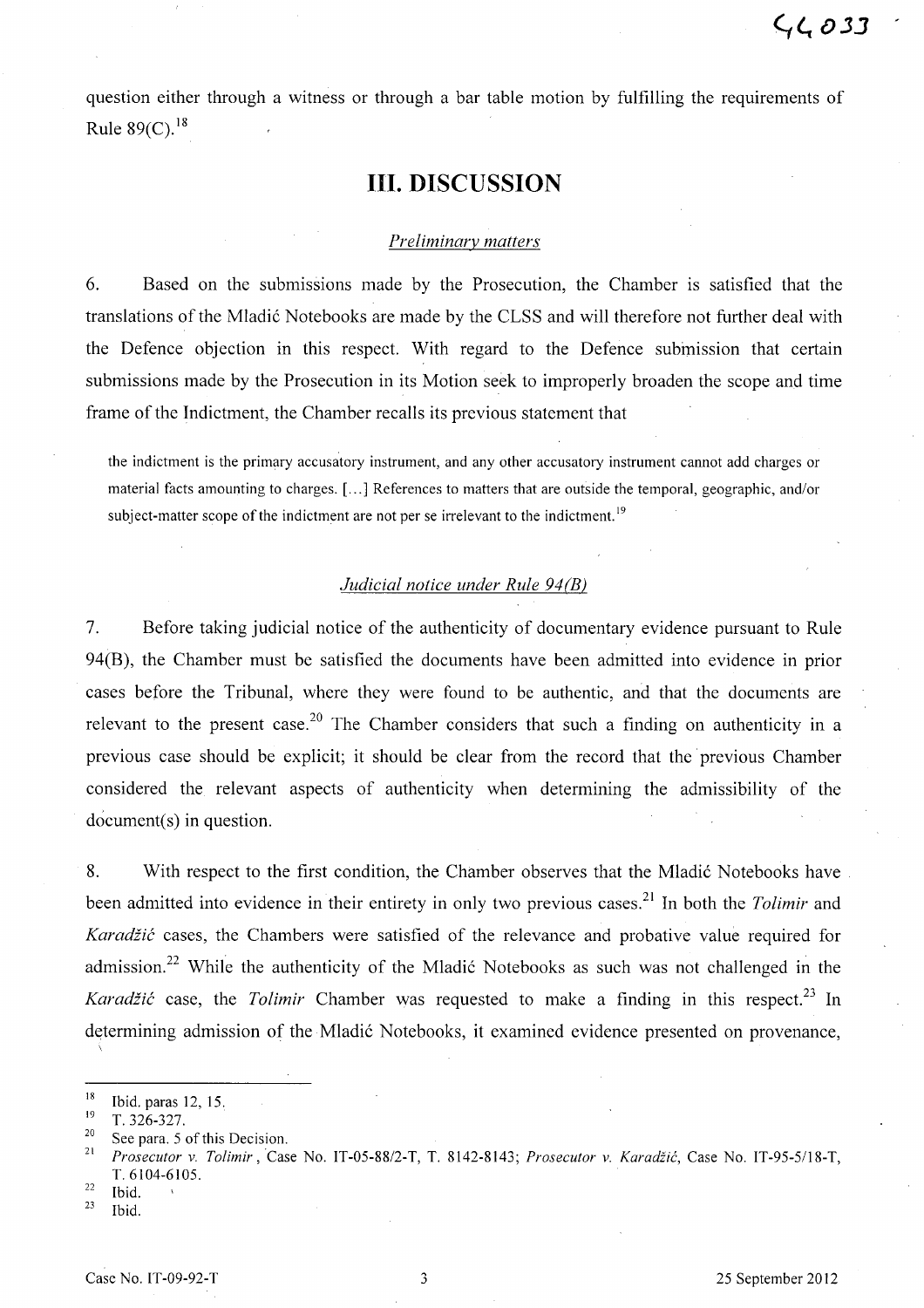question either through a witness or through a bar table motion by fulfilling the requirements of Rule 89(C).[18]

## III. DISCUSSION

### *Preliminary matters*

6. Based on the submissions made by the Prosecution, the Chamber is satisfied that the translations of the Mladić Notebooks are made by the CLSS and will therefore not further deal with the Defence objection in this respect. With regard to the Defence submission that certain submissions made by the Prosecution in its Motion seek to improperly broaden the scope and time frame of the Indictment, the Chamber recalls its previous statement that

> the indictment is the primary accusatory instrument, and any other accusatory instrument cannot add charges or material facts amounting to charges. [...] References to matters that are outside the temporal, geographic, and/or subject-matter scope of the indictment are not per se irrelevant to the indictment.[19]

### *Judicial notice under Rule 94(B)*

7. Before taking judicial notice of the authenticity of documentary evidence pursuant to Rule 94(B), the Chamber must be satisfied the documents have been admitted into evidence in prior cases before the Tribunal, where they were found to be authentic, and that the documents are relevant to the present case.[20] The Chamber considers that such a finding on authenticity in a previous case should be explicit; it should be clear from the record that the previous Chamber considered the relevant aspects of authenticity when determining the admissibility of the document(s) in question.

8. With respect to the first condition, the Chamber observes that the Mladić Notebooks have been admitted into evidence in their entirety in only two previous cases.[21] In both the *Tolimir* and *Karadžić* cases, the Chambers were satisfied of the relevance and probative value required for admission.[22] While the authenticity of the Mladić Notebooks as such was not challenged in the *Karadžić* case, the *Tolimir* Chamber was requested to make a finding in this respect.[23] In determining admission of the Mladić Notebooks, it examined evidence presented on provenance,

---

[18] Ibid. paras 12, 15.

[19] T. 326-327.

[20] See para. 5 of this Decision.

[21] *Prosecutor v. Tolimir*, Case No. IT-05-88/2-T, T. 8142-8143; *Prosecutor v. Karadžić*, Case No. IT-95-5/18-T, T. 6104-6105.

[22] Ibid.

[23] Ibid.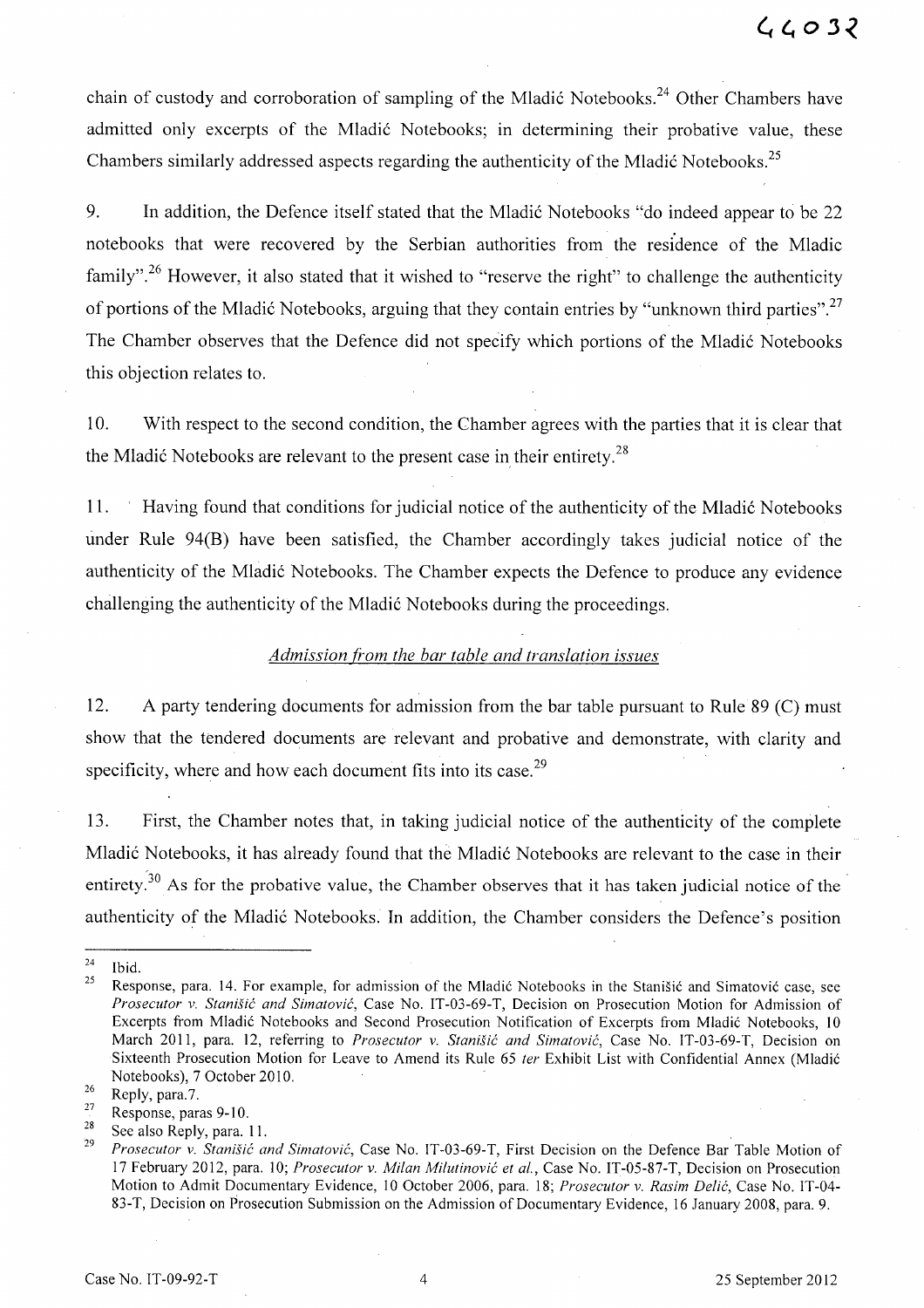chain of custody and corroboration of sampling of the Mladić Notebooks.[24] Other Chambers have admitted only excerpts of the Mladić Notebooks; in determining their probative value, these Chambers similarly addressed aspects regarding the authenticity of the Mladić Notebooks.[25]

9. In addition, the Defence itself stated that the Mladić Notebooks "do indeed appear to be 22 notebooks that were recovered by the Serbian authorities from the residence of the Mladic family".[26] However, it also stated that it wished to "reserve the right" to challenge the authenticity of portions of the Mladić Notebooks, arguing that they contain entries by "unknown third parties".[27] The Chamber observes that the Defence did not specify which portions of the Mladić Notebooks this objection relates to.

10. With respect to the second condition, the Chamber agrees with the parties that it is clear that the Mladić Notebooks are relevant to the present case in their entirety.[28]

11. Having found that conditions for judicial notice of the authenticity of the Mladić Notebooks under Rule 94(B) have been satisfied, the Chamber accordingly takes judicial notice of the authenticity of the Mladić Notebooks. The Chamber expects the Defence to produce any evidence challenging the authenticity of the Mladić Notebooks during the proceedings.

*Admission from the bar table and translation issues*

12. A party tendering documents for admission from the bar table pursuant to Rule 89 (C) must show that the tendered documents are relevant and probative and demonstrate, with clarity and specificity, where and how each document fits into its case.[29]

13. First, the Chamber notes that, in taking judicial notice of the authenticity of the complete Mladić Notebooks, it has already found that the Mladić Notebooks are relevant to the case in their entirety.[30] As for the probative value, the Chamber observes that it has taken judicial notice of the authenticity of the Mladić Notebooks. In addition, the Chamber considers the Defence's position

---

[24] Ibid.

[25] Response, para. 14. For example, for admission of the Mladić Notebooks in the Stanišić and Simatović case, see *Prosecutor v. Stanišić and Simatović*, Case No. IT-03-69-T, Decision on Prosecution Motion for Admission of Excerpts from Mladić Notebooks and Second Prosecution Notification of Excerpts from Mladić Notebooks, 10 March 2011, para. 12, referring to *Prosecutor v. Stanišić and Simatović*, Case No. IT-03-69-T, Decision on Sixteenth Prosecution Motion for Leave to Amend its Rule 65 *ter* Exhibit List with Confidential Annex (Mladić Notebooks), 7 October 2010.

[26] Reply, para.7.

[27] Response, paras 9-10.

[28] See also Reply, para. 11.

[29] *Prosecutor v. Stanišić and Simatović*, Case No. IT-03-69-T, First Decision on the Defence Bar Table Motion of 17 February 2012, para. 10; *Prosecutor v. Milan Milutinović et al.*, Case No. IT-05-87-T, Decision on Prosecution Motion to Admit Documentary Evidence, 10 October 2006, para. 18; *Prosecutor v. Rasim Delić*, Case No. IT-04-83-T, Decision on Prosecution Submission on the Admission of Documentary Evidence, 16 January 2008, para. 9.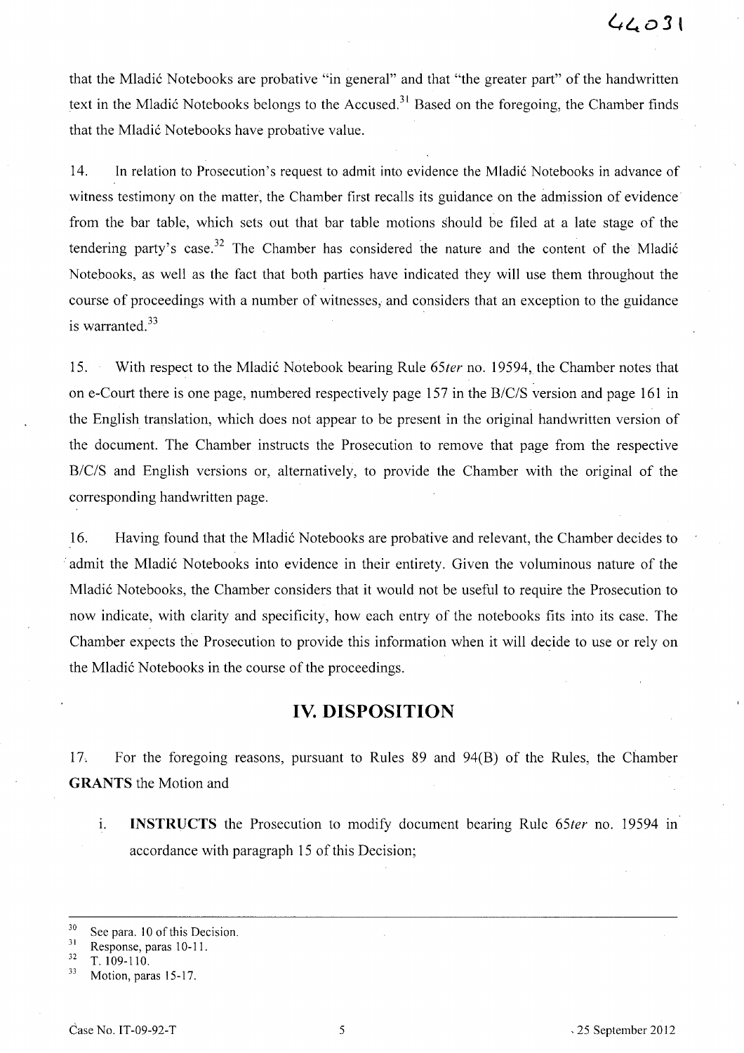that the Mladić Notebooks are probative "in general" and that "the greater part" of the handwritten text in the Mladić Notebooks belongs to the Accused.[31] Based on the foregoing, the Chamber finds that the Mladić Notebooks have probative value.

14. In relation to Prosecution's request to admit into evidence the Mladić Notebooks in advance of witness testimony on the matter, the Chamber first recalls its guidance on the admission of evidence from the bar table, which sets out that bar table motions should be filed at a late stage of the tendering party's case.[32] The Chamber has considered the nature and the content of the Mladić Notebooks, as well as the fact that both parties have indicated they will use them throughout the course of proceedings with a number of witnesses, and considers that an exception to the guidance is warranted.[33]

15. With respect to the Mladić Notebook bearing Rule 65*ter* no. 19594, the Chamber notes that on e-Court there is one page, numbered respectively page 157 in the B/C/S version and page 161 in the English translation, which does not appear to be present in the original handwritten version of the document. The Chamber instructs the Prosecution to remove that page from the respective B/C/S and English versions or, alternatively, to provide the Chamber with the original of the corresponding handwritten page.

16. Having found that the Mladić Notebooks are probative and relevant, the Chamber decides to admit the Mladić Notebooks into evidence in their entirety. Given the voluminous nature of the Mladić Notebooks, the Chamber considers that it would not be useful to require the Prosecution to now indicate, with clarity and specificity, how each entry of the notebooks fits into its case. The Chamber expects the Prosecution to provide this information when it will decide to use or rely on the Mladić Notebooks in the course of the proceedings.

## IV. DISPOSITION

17. For the foregoing reasons, pursuant to Rules 89 and 94(B) of the Rules, the Chamber **GRANTS** the Motion and

i. **INSTRUCTS** the Prosecution to modify document bearing Rule 65*ter* no. 19594 in accordance with paragraph 15 of this Decision;

---

[30] See para. 10 of this Decision.
[31] Response, paras 10-11.
[32] T. 109-110.
[33] Motion, paras 15-17.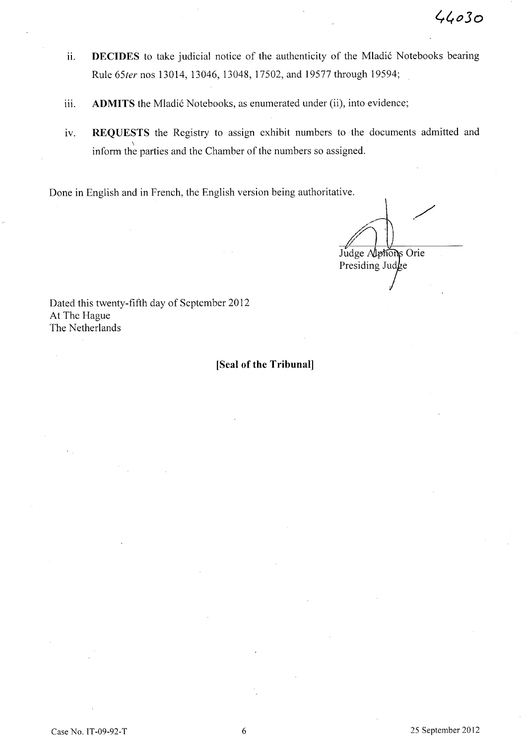ii. **DECIDES** to take judicial notice of the authenticity of the Mladić Notebooks bearing Rule 65*ter* nos 13014, 13046, 13048, 17502, and 19577 through 19594;

iii. **ADMITS** the Mladić Notebooks, as enumerated under (ii), into evidence;

iv. **REQUESTS** the Registry to assign exhibit numbers to the documents admitted and inform the parties and the Chamber of the numbers so assigned.

Done in English and in French, the English version being authoritative.

Judge Alphons Orie
Presiding Judge

Dated this twenty-fifth day of September 2012
At The Hague
The Netherlands

**[Seal of the Tribunal]**